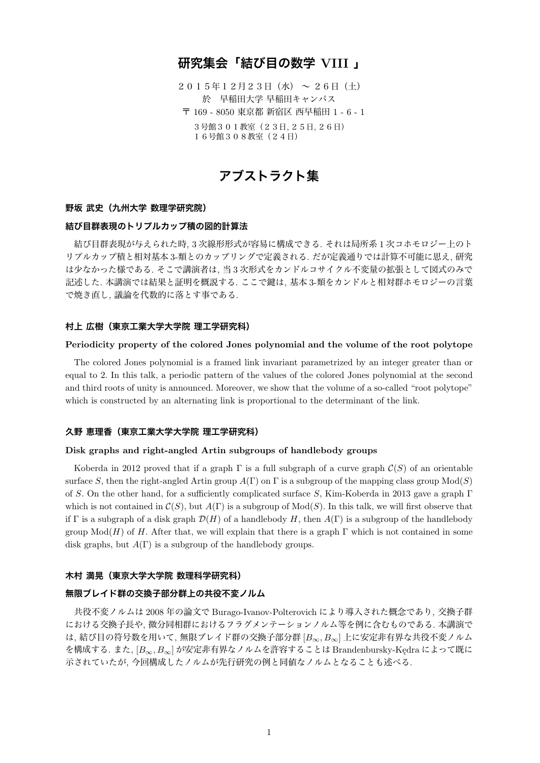# 研究集会「結び目の数学 VIII 」

２０１５年１２月２３日（水） 〜 ２６日（土）
於　早稲田大学 早稲田キャンパス
〒 169 - 8050 東京都 新宿区 西早稲田 1 - 6 - 1
３号館３０１教室（２３日, ２５日, ２６日）
１６号館３０８教室（２４日）

## アブストラクト集

### 野坂 武史（九州大学 数理学研究院）

#### 結び目群表現のトリプルカップ積の図的計算法

結び目群表現が与えられた時, 3 次線形形式が容易に構成できる. それは局所系 1 次コホモロジー上のトリプルカップ積と相対基本 3-類とのカップリングで定義される. だが定義通りでは計算不可能に思え, 研究は少なかった様である. そこで講演者は, 当 3 次形式をカンドルコサイクル不変量の拡張として図式のみで記述した. 本講演では結果と証明を概説する. ここで鍵は, 基本 3-類をカンドルと相対群ホモロジーの言葉で焼き直し, 議論を代数的に落とす事である.

### 村上 広樹（東京工業大学大学院 理工学研究科）

#### Periodicity property of the colored Jones polynomial and the volume of the root polytope

The colored Jones polynomial is a framed link invariant parametrized by an integer greater than or equal to 2. In this talk, a periodic pattern of the values of the colored Jones polynomial at the second and third roots of unity is announced. Moreover, we show that the volume of a so-called “root polytope” which is constructed by an alternating link is proportional to the determinant of the link.

### 久野 恵理香（東京工業大学大学院 理工学研究科）

#### Disk graphs and right-angled Artin subgroups of handlebody groups

Koberda in 2012 proved that if a graph $\Gamma$ is a full subgraph of a curve graph $\mathcal{C}(S)$ of an orientable surface $S$, then the right-angled Artin group $A(\Gamma)$ on $\Gamma$ is a subgroup of the mapping class group $\mathrm{Mod}(S)$ of $S$. On the other hand, for a sufficiently complicated surface $S$, Kim-Koberda in 2013 gave a graph $\Gamma$ which is not contained in $\mathcal{C}(S)$, but $A(\Gamma)$ is a subgroup of $\mathrm{Mod}(S)$. In this talk, we will first observe that if $\Gamma$ is a subgraph of a disk graph $\mathcal{D}(H)$ of a handlebody $H$, then $A(\Gamma)$ is a subgroup of the handlebody group $\mathrm{Mod}(H)$ of $H$. After that, we will explain that there is a graph $\Gamma$ which is not contained in some disk graphs, but $A(\Gamma)$ is a subgroup of the handlebody groups.

### 木村 満晃（東京大学大学院 数理科学研究科）

#### 無限ブレイド群の交換子部分群上の共役不変ノルム

共役不変ノルムは 2008 年の論文で Burago-Ivanov-Polterovich により導入された概念であり, 交換子群における交換子長や, 微分同相群におけるフラグメンテーションノルム等を例に含むものである. 本講演では, 結び目の符号数を用いて, 無限ブレイド群の交換子部分群 $[B_\infty, B_\infty]$ 上に安定非有界な共役不変ノルムを構成する. また, $[B_\infty, B_\infty]$ が安定非有界なノルムを許容することは Brandenbursky-Kędra によって既に示されていたが, 今回構成したノルムが先行研究の例と同値なノルムとなることも述べる.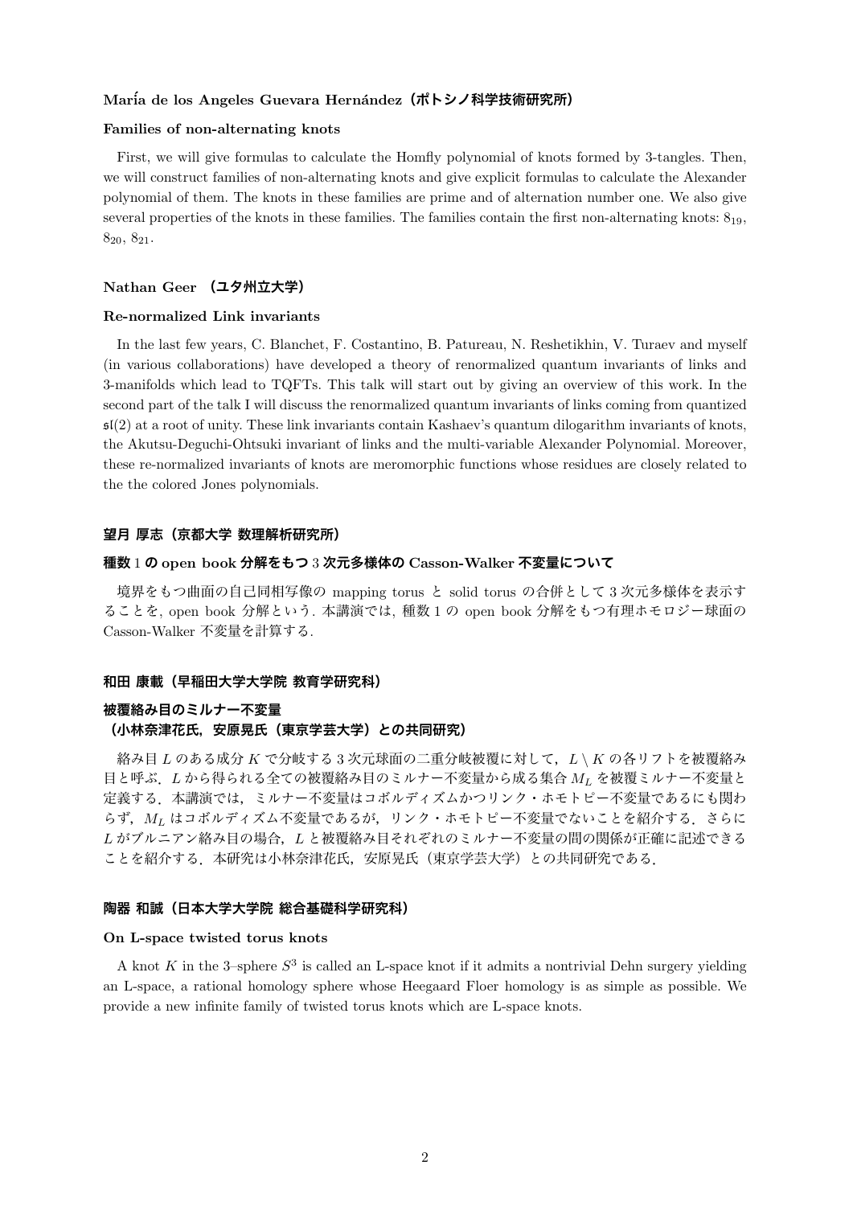**María de los Angeles Guevara Hernández（ポトシノ科学技術研究所）**

**Families of non-alternating knots**

First, we will give formulas to calculate the Homfly polynomial of knots formed by 3-tangles. Then, we will construct families of non-alternating knots and give explicit formulas to calculate the Alexander polynomial of them. The knots in these families are prime and of alternation number one. We also give several properties of the knots in these families. The families contain the first non-alternating knots: $8_{19}$, $8_{20}$, $8_{21}$.

**Nathan Geer （ユタ州立大学）**

**Re-normalized Link invariants**

In the last few years, C. Blanchet, F. Costantino, B. Patureau, N. Reshetikhin, V. Turaev and myself (in various collaborations) have developed a theory of renormalized quantum invariants of links and 3-manifolds which lead to TQFTs. This talk will start out by giving an overview of this work. In the second part of the talk I will discuss the renormalized quantum invariants of links coming from quantized $\mathfrak{sl}(2)$ at a root of unity. These link invariants contain Kashaev's quantum dilogarithm invariants of knots, the Akutsu-Deguchi-Ohtsuki invariant of links and the multi-variable Alexander Polynomial. Moreover, these re-normalized invariants of knots are meromorphic functions whose residues are closely related to the the colored Jones polynomials.

**望月 厚志（京都大学 数理解析研究所）**

**種数 1 の open book 分解をもつ 3 次元多様体の Casson-Walker 不変量について**

境界をもつ曲面の自己同相写像の mapping torus と solid torus の合併として 3 次元多様体を表示することを, open book 分解という. 本講演では, 種数 1 の open book 分解をもつ有理ホモロジー球面の Casson-Walker 不変量を計算する.

**和田 康載（早稲田大学大学院 教育学研究科）**

**被覆絡み目のミルナー不変量**
**（小林奈津花氏，安原晃氏（東京学芸大学）との共同研究）**

絡み目 $L$ のある成分 $K$ で分岐する 3 次元球面の二重分岐被覆に対して，$L \setminus K$ の各リフトを被覆絡み目と呼ぶ．$L$ から得られる全ての被覆絡み目のミルナー不変量から成る集合 $M_L$ を被覆ミルナー不変量と定義する．本講演では，ミルナー不変量はコボルディズムかつリンク・ホモトピー不変量であるにも関わらず，$M_L$ はコボルディズム不変量であるが，リンク・ホモトピー不変量でないことを紹介する．さらに $L$ がブルニアン絡み目の場合，$L$ と被覆絡み目それぞれのミルナー不変量の間の関係が正確に記述できることを紹介する．本研究は小林奈津花氏，安原晃氏（東京学芸大学）との共同研究である．

**陶器 和誠（日本大学大学院 総合基礎科学研究科）**

**On L-space twisted torus knots**

A knot $K$ in the 3–sphere $S^3$ is called an L-space knot if it admits a nontrivial Dehn surgery yielding an L-space, a rational homology sphere whose Heegaard Floer homology is as simple as possible. We provide a new infinite family of twisted torus knots which are L-space knots.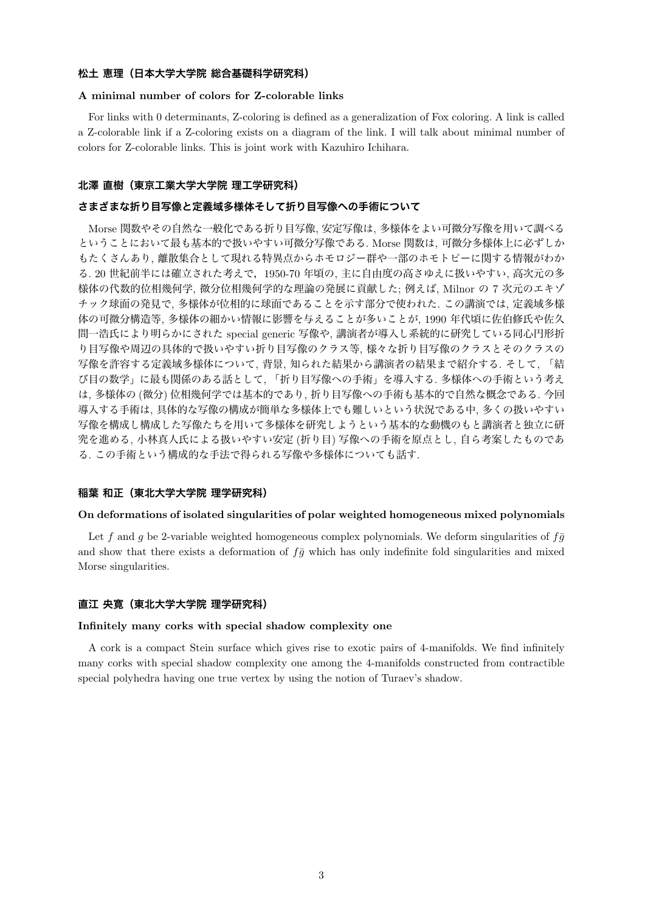**松土 恵理（日本大学大学院 総合基礎科学研究科）**

**A minimal number of colors for Z-colorable links**

For links with 0 determinants, Z-coloring is defined as a generalization of Fox coloring. A link is called a Z-colorable link if a Z-coloring exists on a diagram of the link. I will talk about minimal number of colors for Z-colorable links. This is joint work with Kazuhiro Ichihara.

**北澤 直樹（東京工業大学大学院 理工学研究科）**

**さまざまな折り目写像と定義域多様体そして折り目写像への手術について**

Morse 関数やその自然な一般化である折り目写像, 安定写像は, 多様体をよい可微分写像を用いて調べるということにおいて最も基本的で扱いやすい可微分写像である. Morse 関数は, 可微分多様体上に必ずしかもたくさんあり, 離散集合として現れる特異点からホモロジー群や一部のホモトピーに関する情報がわかる. 20 世紀前半には確立された考えで，1950-70 年頃の, 主に自由度の高さゆえに扱いやすい, 高次元の多様体の代数的位相幾何学, 微分位相幾何学的な理論の発展に貢献した; 例えば, Milnor の 7 次元のエキゾチック球面の発見で, 多様体が位相的に球面であることを示す部分で使われた. この講演では, 定義域多様体の可微分構造等, 多様体の細かい情報に影響を与えることが多いことが, 1990 年代頃に佐伯修氏や佐久間一浩氏により明らかにされた special generic 写像や, 講演者が導入し系統的に研究している同心円形折り目写像や周辺の具体的で扱いやすい折り目写像のクラス等, 様々な折り目写像のクラスとそのクラスの写像を許容する定義域多様体について, 背景, 知られた結果から講演者の結果まで紹介する. そして, 「結び目の数学」に最も関係のある話として, 「折り目写像への手術」を導入する. 多様体への手術という考えは, 多様体の (微分) 位相幾何学では基本的であり, 折り目写像への手術も基本的で自然な概念である. 今回導入する手術は, 具体的な写像の構成が簡単な多様体上でも難しいという状況である中, 多くの扱いやすい写像を構成し構成した写像たちを用いて多様体を研究しようという基本的な動機のもと講演者と独立に研究を進める, 小林真人氏による扱いやすい安定 (折り目) 写像への手術を原点とし, 自ら考案したものである. この手術という構成的な手法で得られる写像や多様体についても話す.

**稲葉 和正（東北大学大学院 理学研究科）**

**On deformations of isolated singularities of polar weighted homogeneous mixed polynomials**

Let $f$ and $g$ be 2-variable weighted homogeneous complex polynomials. We deform singularities of $f\bar{g}$ and show that there exists a deformation of $f\bar{g}$ which has only indefinite fold singularities and mixed Morse singularities.

**直江 央寛（東北大学大学院 理学研究科）**

**Infinitely many corks with special shadow complexity one**

A cork is a compact Stein surface which gives rise to exotic pairs of 4-manifolds. We find infinitely many corks with special shadow complexity one among the 4-manifolds constructed from contractible special polyhedra having one true vertex by using the notion of Turaev's shadow.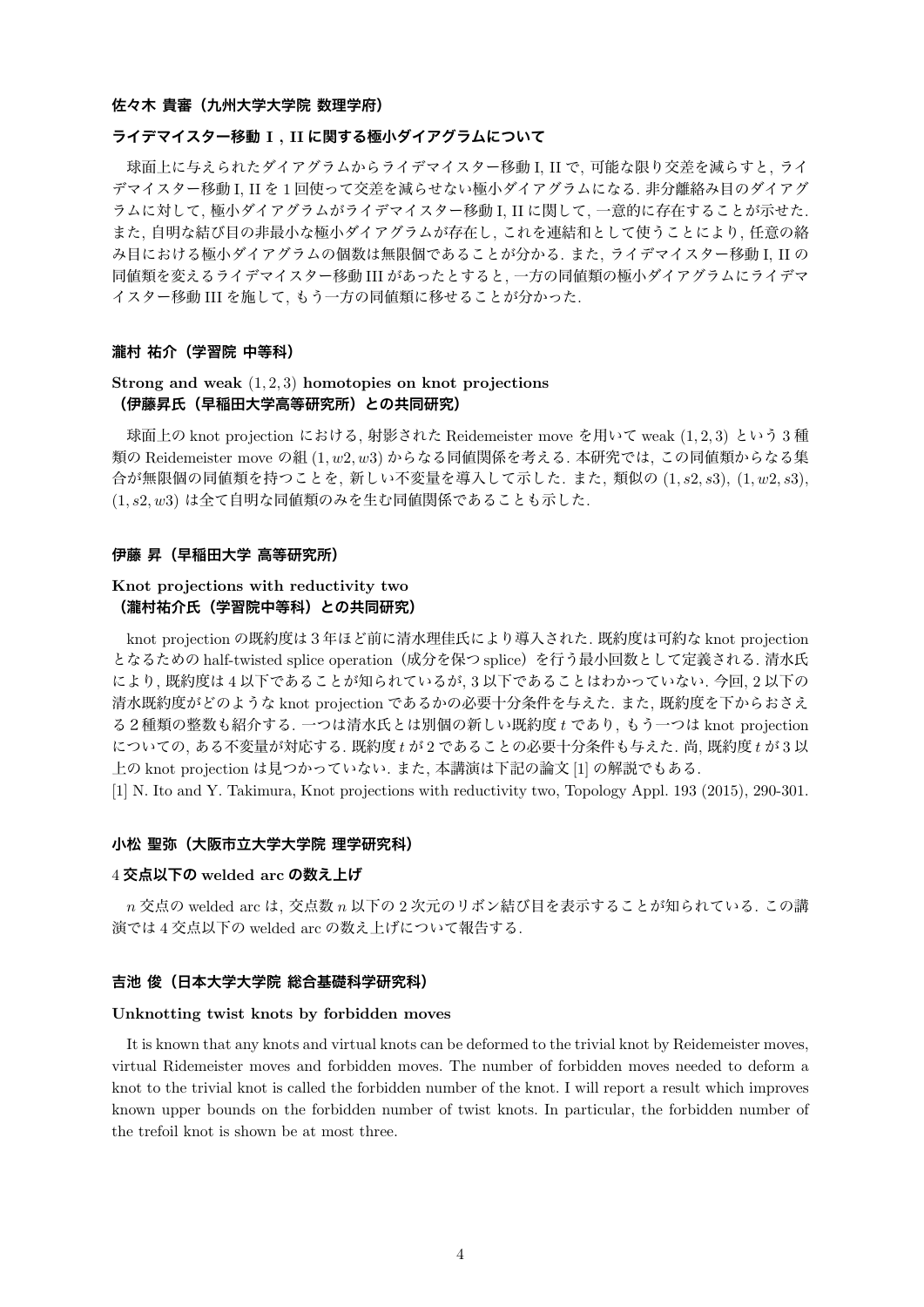**佐々木 貴審（九州大学大学院 数理学府）**

**ライデマイスター移動 I，II に関する極小ダイアグラムについて**

球面上に与えられたダイアグラムからライデマイスター移動 I, II で, 可能な限り交差を減らすと, ライデマイスター移動 I, II を 1 回使って交差を減らせない極小ダイアグラムになる. 非分離絡み目のダイアグラムに対して, 極小ダイアグラムがライデマイスター移動 I, II に関して, 一意的に存在することが示せた. また, 自明な結び目の非最小な極小ダイアグラムが存在し, これを連結和として使うことにより, 任意の絡み目における極小ダイアグラムの個数は無限個であることが分かる. また, ライデマイスター移動 I, II の同値類を変えるライデマイスター移動 III があったとすると, 一方の同値類の極小ダイアグラムにライデマイスター移動 III を施して, もう一方の同値類に移せることが分かった.

**瀧村 祐介（学習院 中等科）**

**Strong and weak $(1, 2, 3)$ homotopies on knot projections**
**（伊藤昇氏（早稲田大学高等研究所）との共同研究）**

球面上の knot projection における, 射影された Reidemeister move を用いて weak $(1, 2, 3)$ という 3 種類の Reidemeister move の組 $(1, w2, w3)$ からなる同値関係を考える. 本研究では, この同値類からなる集合が無限個の同値類を持つことを, 新しい不変量を導入して示した. また, 類似の $(1, s2, s3)$, $(1, w2, s3)$, $(1, s2, w3)$ は全て自明な同値類のみを生む同値関係であることも示した.

**伊藤 昇（早稲田大学 高等研究所）**

**Knot projections with reductivity two**
**（瀧村祐介氏（学習院中等科）との共同研究）**

knot projection の既約度は 3 年ほど前に清水理佳氏により導入された. 既約度は可約な knot projection となるための half-twisted splice operation（成分を保つ splice）を行う最小回数として定義される. 清水氏により, 既約度は 4 以下であることが知られているが, 3 以下であることはわかっていない. 今回, 2 以下の清水既約度がどのような knot projection であるかの必要十分条件を与えた. また, 既約度を下からおさえる 2 種類の整数も紹介する. 一つは清水氏とは別個の新しい既約度 $t$ であり, もう一つは knot projection についての, ある不変量が対応する. 既約度 $t$ が 2 であることの必要十分条件も与えた. 尚, 既約度 $t$ が 3 以上の knot projection は見つかっていない. また, 本講演は下記の論文 [1] の解説でもある.

[1] N. Ito and Y. Takimura, Knot projections with reductivity two, Topology Appl. 193 (2015), 290-301.

**小松 聖弥（大阪市立大学大学院 理学研究科）**

**4 交点以下の welded arc の数え上げ**

$n$ 交点の welded arc は, 交点数 $n$ 以下の 2 次元のリボン結び目を表示することが知られている. この講演では 4 交点以下の welded arc の数え上げについて報告する.

**吉池 俊（日本大学大学院 総合基礎科学研究科）**

**Unknotting twist knots by forbidden moves**

It is known that any knots and virtual knots can be deformed to the trivial knot by Reidemeister moves, virtual Ridemeister moves and forbidden moves. The number of forbidden moves needed to deform a knot to the trivial knot is called the forbidden number of the knot. I will report a result which improves known upper bounds on the forbidden number of twist knots. In particular, the forbidden number of the trefoil knot is shown be at most three.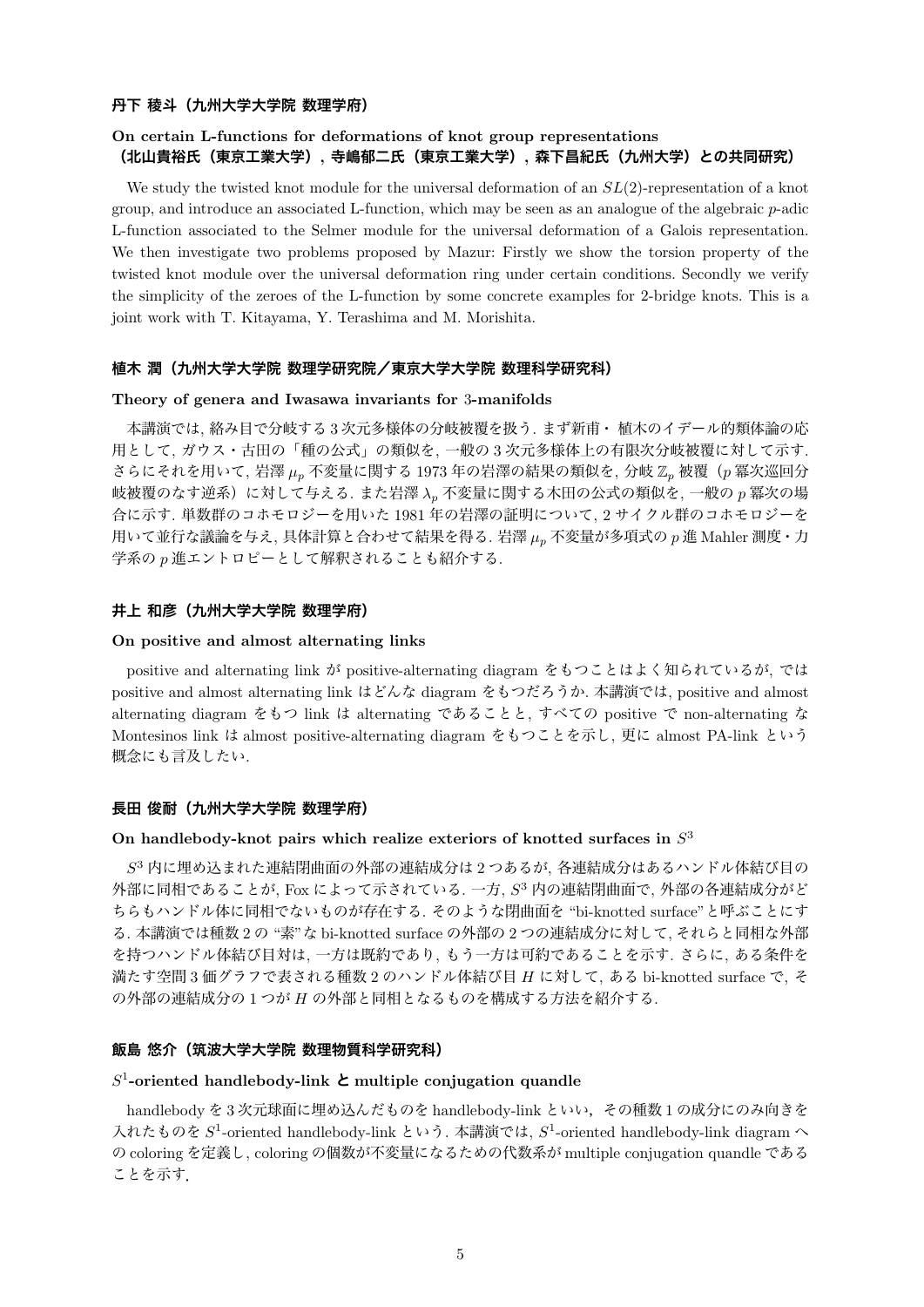### 丹下 稜斗（九州大学大学院 数理学府）

**On certain L-functions for deformations of knot group representations**
**（北山貴裕氏（東京工業大学），寺嶋郁二氏（東京工業大学），森下昌紀氏（九州大学）との共同研究）**

We study the twisted knot module for the universal deformation of an $SL(2)$-representation of a knot group, and introduce an associated L-function, which may be seen as an analogue of the algebraic $p$-adic L-function associated to the Selmer module for the universal deformation of a Galois representation. We then investigate two problems proposed by Mazur: Firstly we show the torsion property of the twisted knot module over the universal deformation ring under certain conditions. Secondly we verify the simplicity of the zeroes of the L-function by some concrete examples for 2-bridge knots. This is a joint work with T. Kitayama, Y. Terashima and M. Morishita.

### 植木 潤（九州大学大学院 数理学研究院／東京大学大学院 数理科学研究科）

**Theory of genera and Iwasawa invariants for 3-manifolds**

本講演では, 絡み目で分岐する 3 次元多様体の分岐被覆を扱う. まず新甫・植木のイデール的類体論の応用として, ガウス・古田の「種の公式」の類似を, 一般の 3 次元多様体上の有限次分岐被覆に対して示す. さらにそれを用いて, 岩澤 $\mu_p$ 不変量に関する 1973 年の岩澤の結果の類似を, 分岐 $\mathbb{Z}_p$ 被覆（$p$ 冪次巡回分岐被覆のなす逆系）に対して与える. また岩澤 $\lambda_p$ 不変量に関する木田の公式の類似を, 一般の $p$ 冪次の場合に示す. 単数群のコホモロジーを用いた 1981 年の岩澤の証明について, 2 サイクル群のコホモロジーを用いて並行な議論を与え, 具体計算と合わせて結果を得る. 岩澤 $\mu_p$ 不変量が多項式の $p$ 進 Mahler 測度・力学系の $p$ 進エントロピーとして解釈されることも紹介する.

### 井上 和彦（九州大学大学院 数理学府）

**On positive and almost alternating links**

positive and alternating link が positive-alternating diagram をもつことはよく知られているが, では positive and almost alternating link はどんな diagram をもつだろうか. 本講演では, positive and almost alternating diagram をもつ link は alternating であることと, すべての positive で non-alternating な Montesinos link は almost positive-alternating diagram をもつことを示し, 更に almost PA-link という概念にも言及したい.

### 長田 俊耐（九州大学大学院 数理学府）

**On handlebody-knot pairs which realize exteriors of knotted surfaces in $S^3$**

$S^3$ 内に埋め込まれた連結閉曲面の外部の連結成分は 2 つあるが, 各連結成分はあるハンドル体結び目の外部に同相であることが, Fox によって示されている. 一方, $S^3$ 内の連結閉曲面で, 外部の各連結成分がどちらもハンドル体に同相でないものが存在する. そのような閉曲面を "bi-knotted surface" と呼ぶことにする. 本講演では種数 2 の "素" な bi-knotted surface の外部の 2 つの連結成分に対して, それらと同相な外部を持つハンドル体結び目対は, 一方は既約であり, もう一方は可約であることを示す. さらに, ある条件を満たす空間 3 価グラフで表される種数 2 のハンドル体結び目 $H$ に対して, ある bi-knotted surface で, その外部の連結成分の 1 つが $H$ の外部と同相となるものを構成する方法を紹介する.

### 飯島 悠介（筑波大学大学院 数理物質科学研究科）

**$S^1$-oriented handlebody-link と multiple conjugation quandle**

handlebody を 3 次元球面に埋め込んだものを handlebody-link といい，その種数 1 の成分にのみ向きを入れたものを $S^1$-oriented handlebody-link という. 本講演では, $S^1$-oriented handlebody-link diagram への coloring を定義し, coloring の個数が不変量になるための代数系が multiple conjugation quandle であることを示す.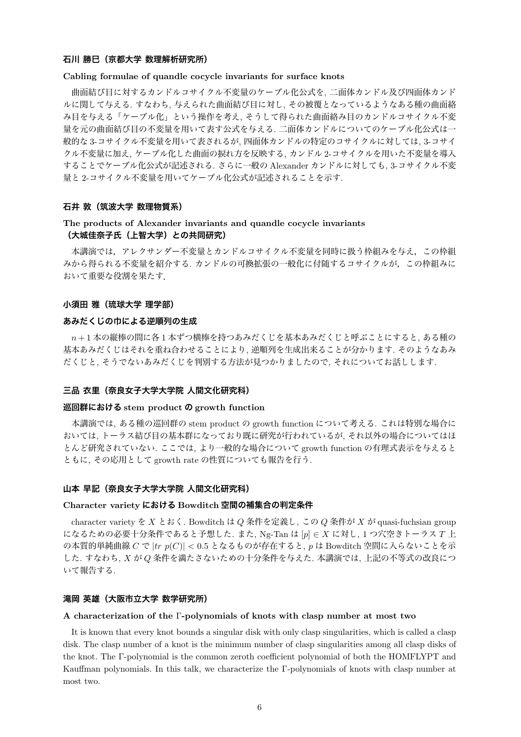### 石川 勝巳（京都大学 数理解析研究所）

**Cabling formulae of quandle cocycle invariants for surface knots**

曲面結び目に対するカンドルコサイクル不変量のケーブル化公式を, 二面体カンドル及び四面体カンドルに関して与える. すなわち, 与えられた曲面結び目に対し, その被覆となっているようなある種の曲面絡み目を与える「ケーブル化」という操作を考え, そうして得られた曲面絡み目のカンドルコサイクル不変量を元の曲面結び目の不変量を用いて表す公式を与える. 二面体カンドルについてのケーブル化公式は一般的な 3-コサイクル不変量を用いて表されるが, 四面体カンドルの特定のコサイクルに対しては, 3-コサイクル不変量に加え, ケーブル化した曲面の捩れ方を反映する, カンドル 2-コサイクルを用いた不変量を導入することでケーブル化公式が記述される. さらに一般の Alexander カンドルに対しても, 3-コサイクル不変量と 2-コサイクル不変量を用いてケーブル化公式が記述されることを示す.

### 石井 敦（筑波大学 数理物質系）

**The products of Alexander invariants and quandle cocycle invariants**
**（大城佳奈子氏（上智大学）との共同研究）**

本講演では，アレクサンダー不変量とカンドルコサイクル不変量を同時に扱う枠組みを与え，この枠組みから得られる不変量を紹介する. カンドルの可換拡張の一般化に付随するコサイクルが，この枠組みにおいて重要な役割を果たす.

### 小須田 雅（琉球大学 理学部）

**あみだくじの巾による逆順列の生成**

$n+1$ 本の縦棒の間に各 1 本ずつ横棒を持つあみだくじを基本あみだくじと呼ぶことにすると, ある種の基本あみだくじはそれを重ね合わせせることにより, 逆順列を生成出来ることが分かります. そのようなあみだくじと, そうでないあみだくじを判別する方法が見つかりましたので, それについてお話しします.

### 三品 衣里（奈良女子大学大学院 人間文化研究科）

**巡回群における stem product の growth function**

本講演では, ある種の巡回群の stem product の growth function について考える. これは特別な場合においては, トーラス結び目の基本群になっており既に研究が行われているが, それ以外の場合についてはほとんど研究されていない. ここでは, より一般的な場合について growth function の有理式表示を与えるとともに, その応用として growth rate の性質についても報告を行う.

### 山本 早記（奈良女子大学大学院 人間文化研究科）

**Character variety における Bowditch 空間の補集合の判定条件**

character variety を $X$ とおく. Bowditch は $Q$ 条件を定義し, この $Q$ 条件が $X$ が quasi-fuchsian group になるための必要十分条件であると予想した. また, Ng-Tan は $[p] \in X$ に対し, 1 つ穴空きトーラス $T$ 上の本質的単純曲線 $C$ で $|tr\ p(C)| < 0.5$ となるものが存在すると, $p$ は Bowditch 空間に入らないことを示した. すなわち, $X$ が $Q$ 条件を満たさないための十分条件を与えた. 本講演では, 上記の不等式の改良について報告する.

### 滝岡 英雄（大阪市立大学 数学研究所）

**A characterization of the Γ-polynomials of knots with clasp number at most two**

It is known that every knot bounds a singular disk with only clasp singularities, which is called a clasp disk. The clasp number of a knot is the minimum number of clasp singularities among all clasp disks of the knot. The Γ-polynomial is the common zeroth coefficient polynomial of both the HOMFLYPT and Kauffman polynomials. In this talk, we characterize the Γ-polynomials of knots with clasp number at most two.